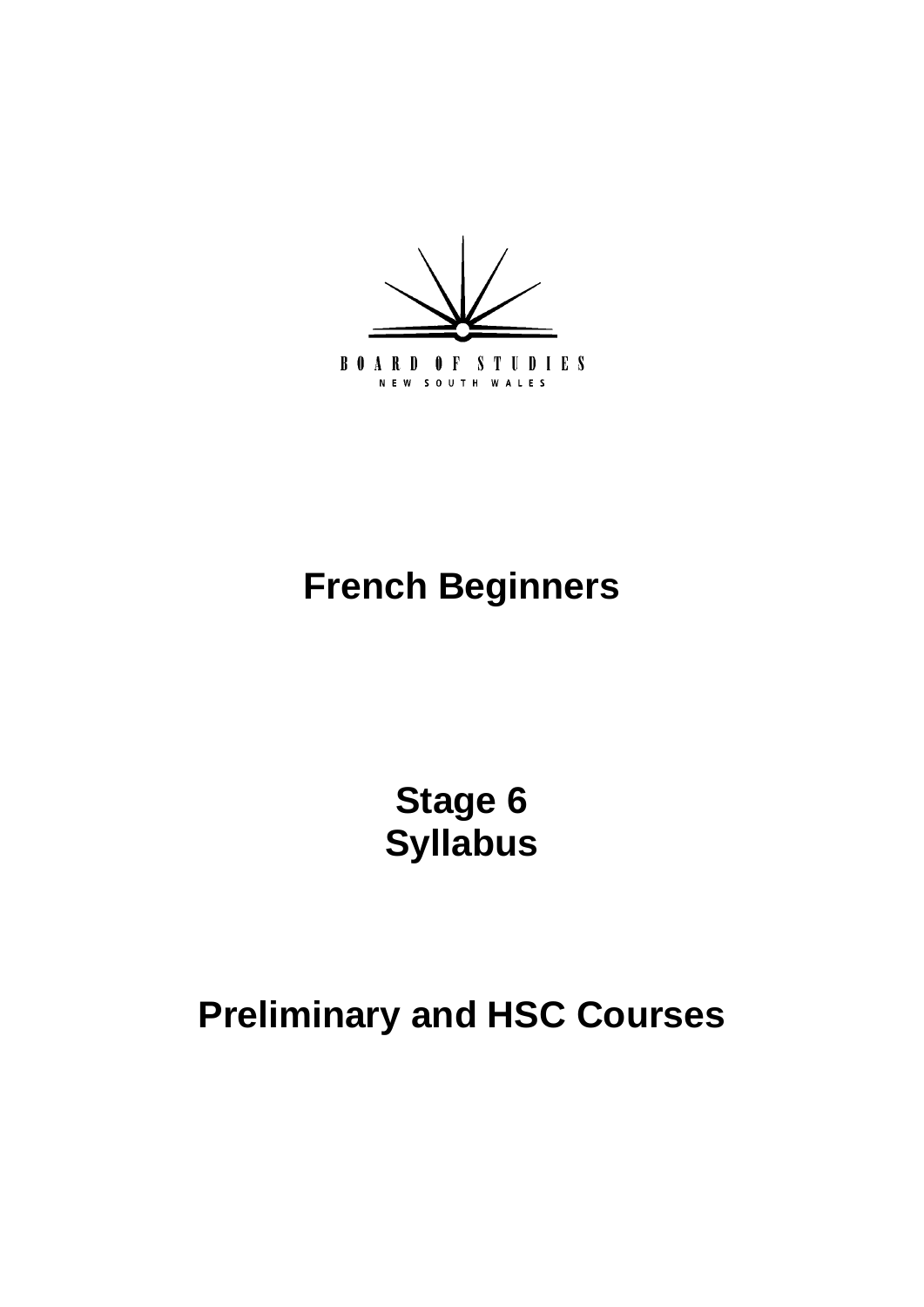BOARD OF STUDIES
NEW SOUTH WALES

# French Beginners

# Stage 6 Syllabus

# Preliminary and HSC Courses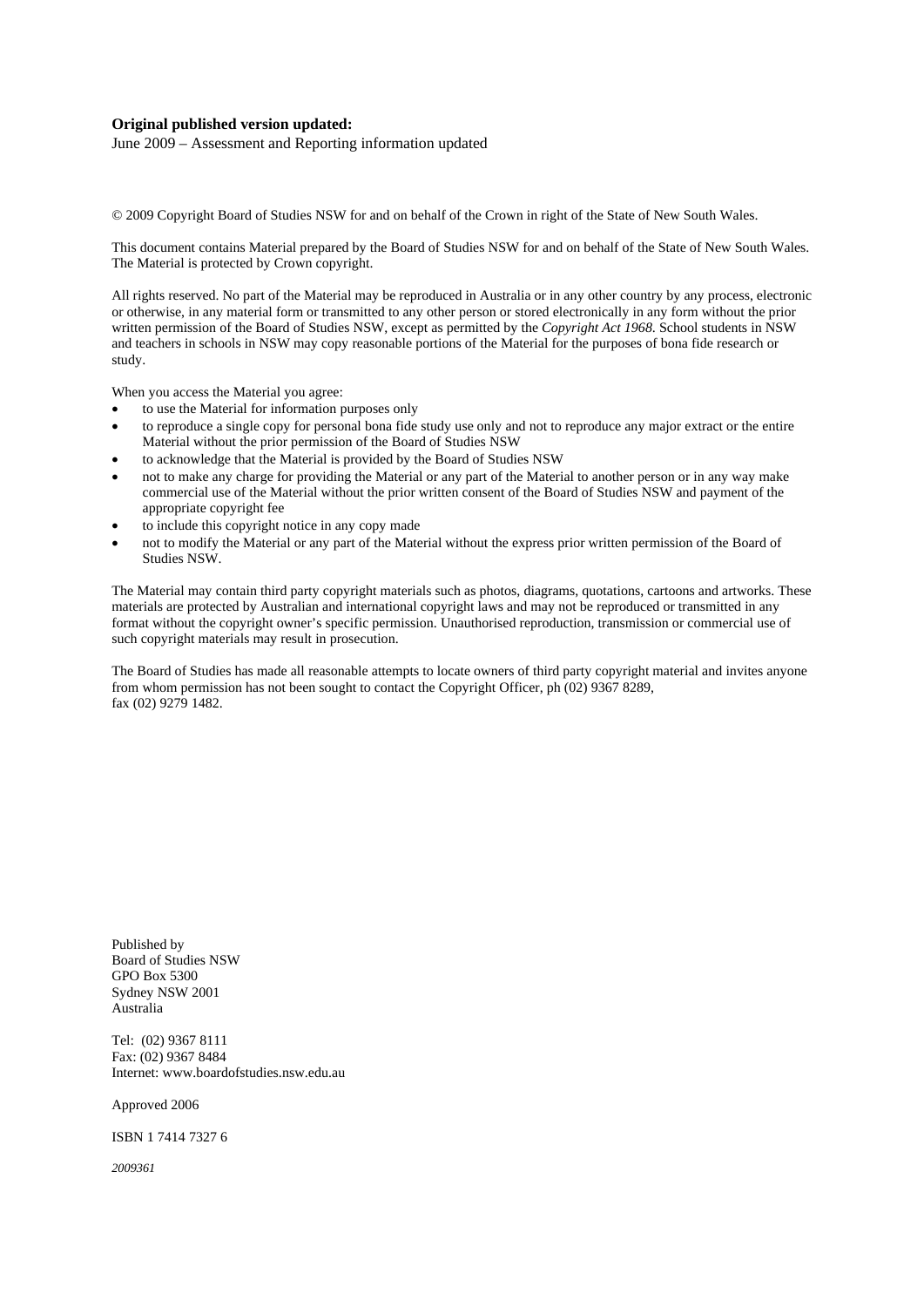**Original published version updated:**
June 2009 – Assessment and Reporting information updated

© 2009 Copyright Board of Studies NSW for and on behalf of the Crown in right of the State of New South Wales.

This document contains Material prepared by the Board of Studies NSW for and on behalf of the State of New South Wales. The Material is protected by Crown copyright.

All rights reserved. No part of the Material may be reproduced in Australia or in any other country by any process, electronic or otherwise, in any material form or transmitted to any other person or stored electronically in any form without the prior written permission of the Board of Studies NSW, except as permitted by the *Copyright Act 1968*. School students in NSW and teachers in schools in NSW may copy reasonable portions of the Material for the purposes of bona fide research or study.

When you access the Material you agree:

- to use the Material for information purposes only
- to reproduce a single copy for personal bona fide study use only and not to reproduce any major extract or the entire Material without the prior permission of the Board of Studies NSW
- to acknowledge that the Material is provided by the Board of Studies NSW
- not to make any charge for providing the Material or any part of the Material to another person or in any way make commercial use of the Material without the prior written consent of the Board of Studies NSW and payment of the appropriate copyright fee
- to include this copyright notice in any copy made
- not to modify the Material or any part of the Material without the express prior written permission of the Board of Studies NSW.

The Material may contain third party copyright materials such as photos, diagrams, quotations, cartoons and artworks. These materials are protected by Australian and international copyright laws and may not be reproduced or transmitted in any format without the copyright owner's specific permission. Unauthorised reproduction, transmission or commercial use of such copyright materials may result in prosecution.

The Board of Studies has made all reasonable attempts to locate owners of third party copyright material and invites anyone from whom permission has not been sought to contact the Copyright Officer, ph (02) 9367 8289, fax (02) 9279 1482.

Published by
Board of Studies NSW
GPO Box 5300
Sydney NSW 2001
Australia

Tel: (02) 9367 8111
Fax: (02) 9367 8484
Internet: www.boardofstudies.nsw.edu.au

Approved 2006

ISBN 1 7414 7327 6

*2009361*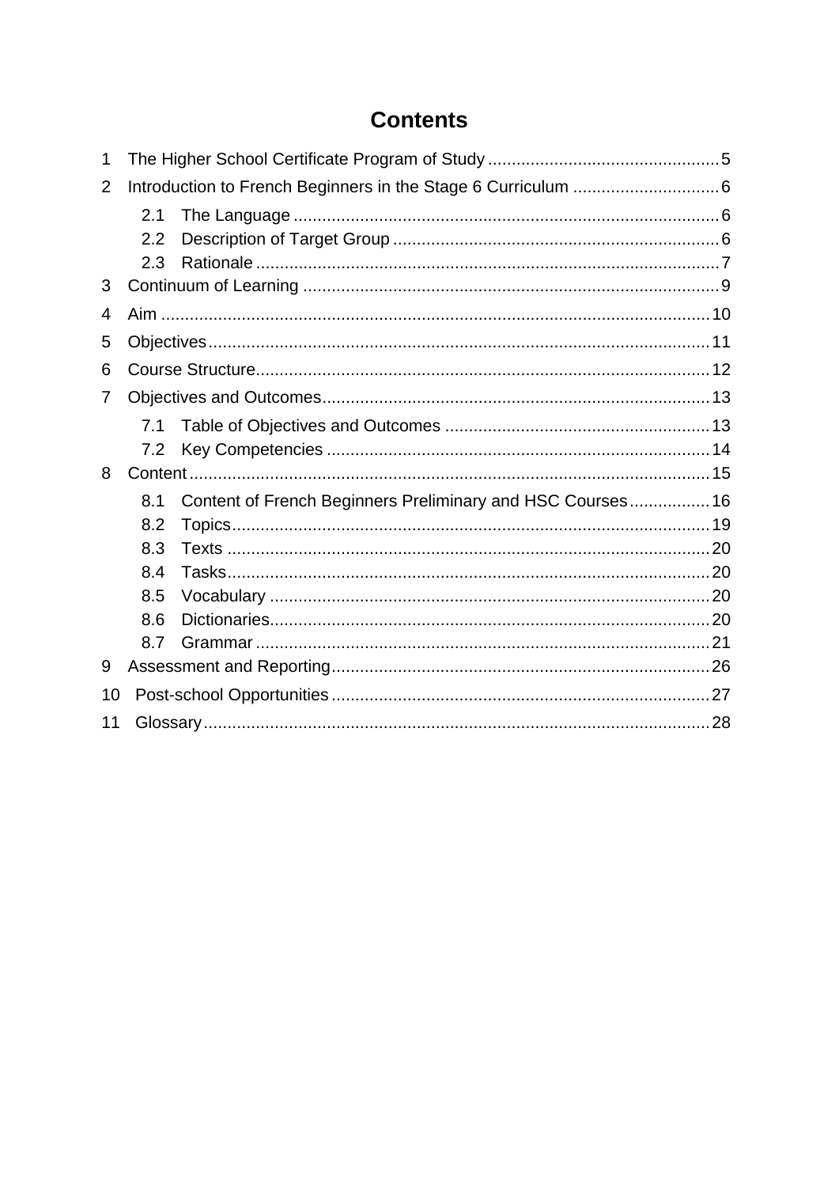# Contents

1 The Higher School Certificate Program of Study ........ 5

2 Introduction to French Beginners in the Stage 6 Curriculum ........ 6

- 2.1 The Language ........ 6
- 2.2 Description of Target Group ........ 6
- 2.3 Rationale ........ 7

3 Continuum of Learning ........ 9

4 Aim ........ 10

5 Objectives ........ 11

6 Course Structure ........ 12

7 Objectives and Outcomes ........ 13

- 7.1 Table of Objectives and Outcomes ........ 13
- 7.2 Key Competencies ........ 14

8 Content ........ 15

- 8.1 Content of French Beginners Preliminary and HSC Courses ........ 16
- 8.2 Topics ........ 19
- 8.3 Texts ........ 20
- 8.4 Tasks ........ 20
- 8.5 Vocabulary ........ 20
- 8.6 Dictionaries ........ 20
- 8.7 Grammar ........ 21

9 Assessment and Reporting ........ 26

10 Post-school Opportunities ........ 27

11 Glossary ........ 28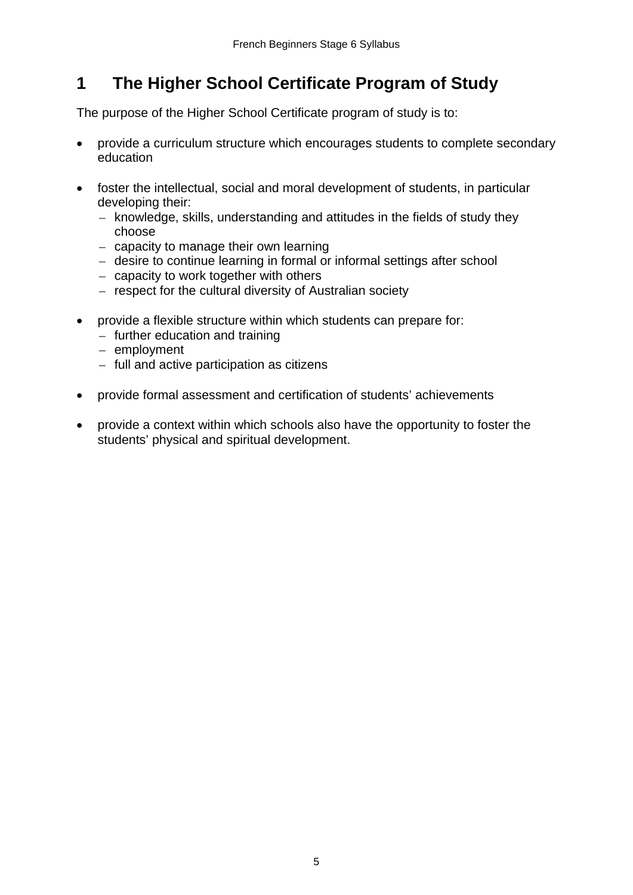# 1 The Higher School Certificate Program of Study

The purpose of the Higher School Certificate program of study is to:

- provide a curriculum structure which encourages students to complete secondary education
- foster the intellectual, social and moral development of students, in particular developing their:
  - knowledge, skills, understanding and attitudes in the fields of study they choose
  - capacity to manage their own learning
  - desire to continue learning in formal or informal settings after school
  - capacity to work together with others
  - respect for the cultural diversity of Australian society
- provide a flexible structure within which students can prepare for:
  - further education and training
  - employment
  - full and active participation as citizens
- provide formal assessment and certification of students' achievements
- provide a context within which schools also have the opportunity to foster the students' physical and spiritual development.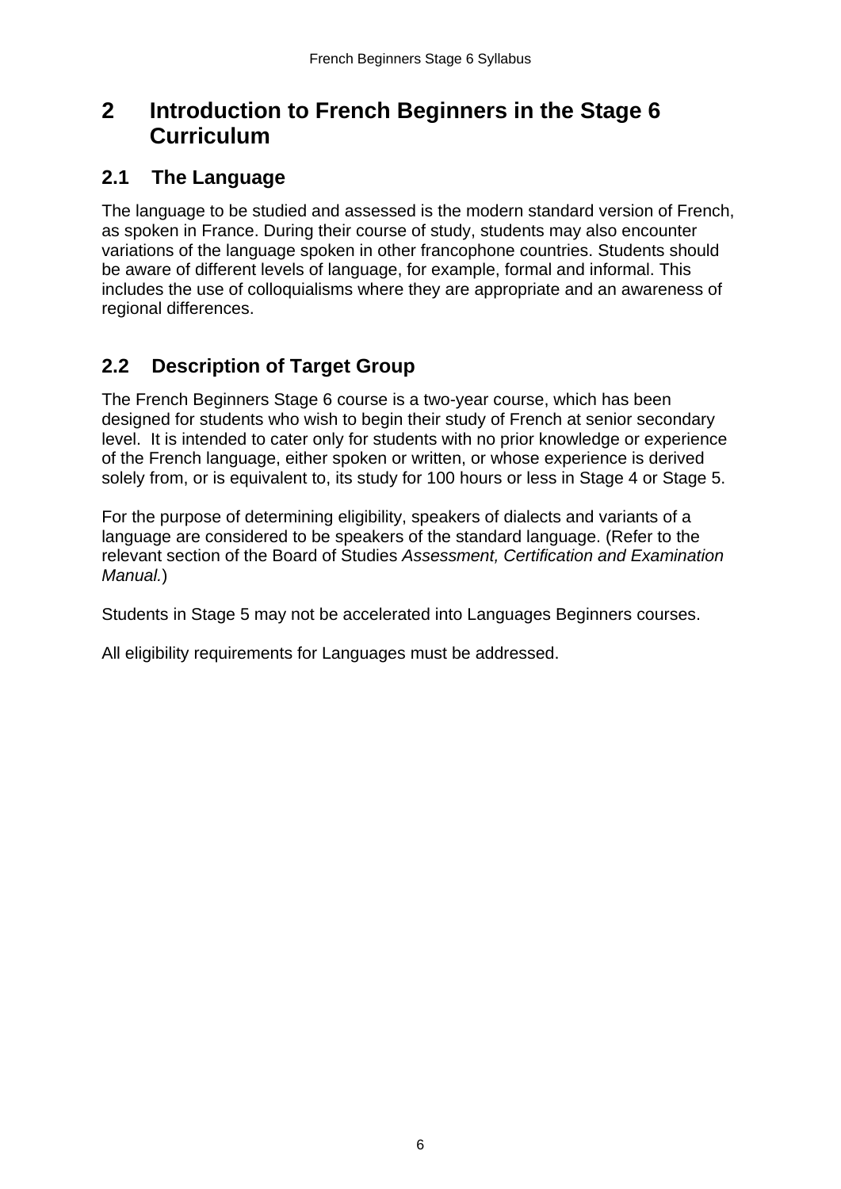# 2 Introduction to French Beginners in the Stage 6 Curriculum

## 2.1 The Language

The language to be studied and assessed is the modern standard version of French, as spoken in France. During their course of study, students may also encounter variations of the language spoken in other francophone countries. Students should be aware of different levels of language, for example, formal and informal. This includes the use of colloquialisms where they are appropriate and an awareness of regional differences.

## 2.2 Description of Target Group

The French Beginners Stage 6 course is a two-year course, which has been designed for students who wish to begin their study of French at senior secondary level. It is intended to cater only for students with no prior knowledge or experience of the French language, either spoken or written, or whose experience is derived solely from, or is equivalent to, its study for 100 hours or less in Stage 4 or Stage 5.

For the purpose of determining eligibility, speakers of dialects and variants of a language are considered to be speakers of the standard language. (Refer to the relevant section of the Board of Studies *Assessment, Certification and Examination Manual.*)

Students in Stage 5 may not be accelerated into Languages Beginners courses.

All eligibility requirements for Languages must be addressed.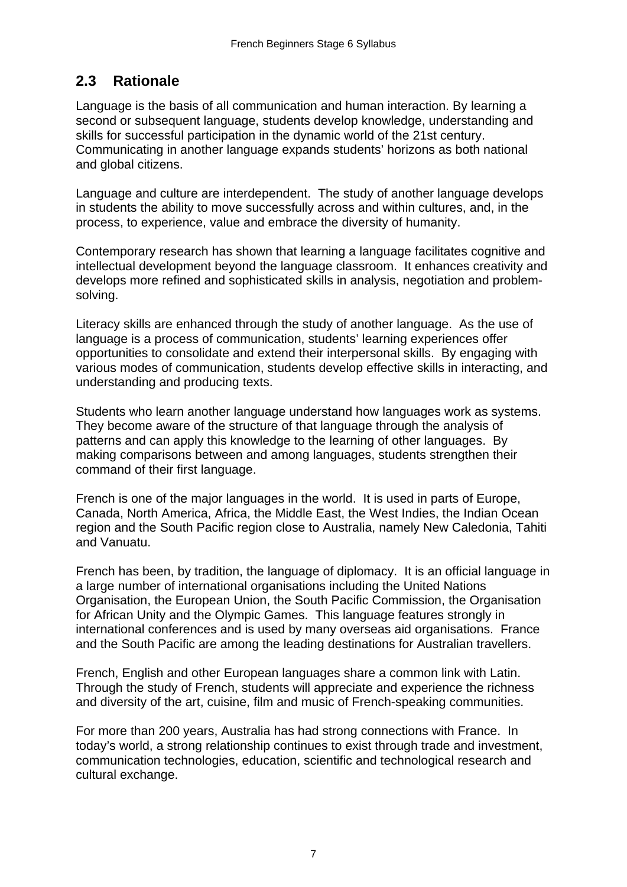## 2.3 Rationale

Language is the basis of all communication and human interaction. By learning a second or subsequent language, students develop knowledge, understanding and skills for successful participation in the dynamic world of the 21st century. Communicating in another language expands students' horizons as both national and global citizens.

Language and culture are interdependent. The study of another language develops in students the ability to move successfully across and within cultures, and, in the process, to experience, value and embrace the diversity of humanity.

Contemporary research has shown that learning a language facilitates cognitive and intellectual development beyond the language classroom. It enhances creativity and develops more refined and sophisticated skills in analysis, negotiation and problem-solving.

Literacy skills are enhanced through the study of another language. As the use of language is a process of communication, students' learning experiences offer opportunities to consolidate and extend their interpersonal skills. By engaging with various modes of communication, students develop effective skills in interacting, and understanding and producing texts.

Students who learn another language understand how languages work as systems. They become aware of the structure of that language through the analysis of patterns and can apply this knowledge to the learning of other languages. By making comparisons between and among languages, students strengthen their command of their first language.

French is one of the major languages in the world. It is used in parts of Europe, Canada, North America, Africa, the Middle East, the West Indies, the Indian Ocean region and the South Pacific region close to Australia, namely New Caledonia, Tahiti and Vanuatu.

French has been, by tradition, the language of diplomacy. It is an official language in a large number of international organisations including the United Nations Organisation, the European Union, the South Pacific Commission, the Organisation for African Unity and the Olympic Games. This language features strongly in international conferences and is used by many overseas aid organisations. France and the South Pacific are among the leading destinations for Australian travellers.

French, English and other European languages share a common link with Latin. Through the study of French, students will appreciate and experience the richness and diversity of the art, cuisine, film and music of French-speaking communities.

For more than 200 years, Australia has had strong connections with France. In today's world, a strong relationship continues to exist through trade and investment, communication technologies, education, scientific and technological research and cultural exchange.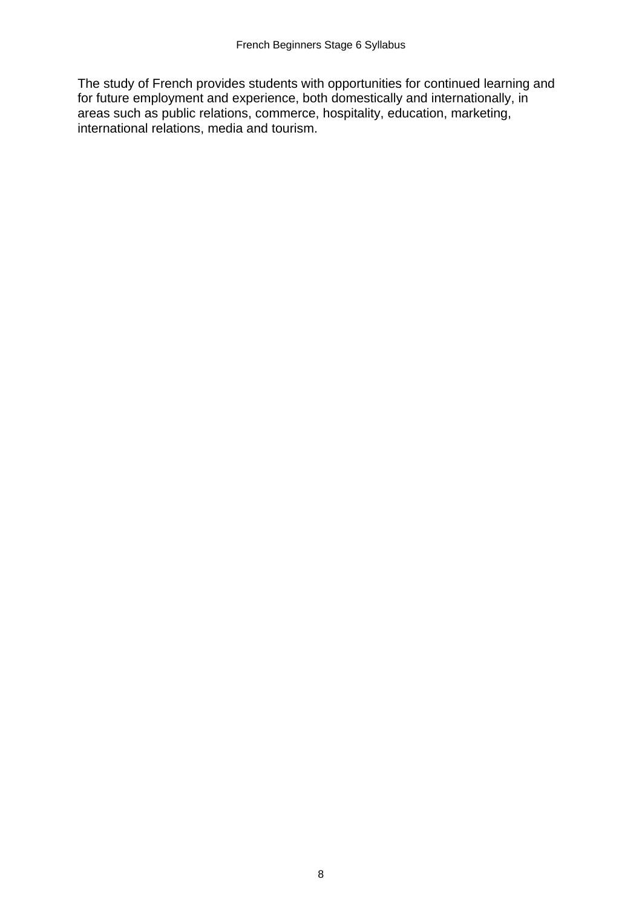The study of French provides students with opportunities for continued learning and for future employment and experience, both domestically and internationally, in areas such as public relations, commerce, hospitality, education, marketing, international relations, media and tourism.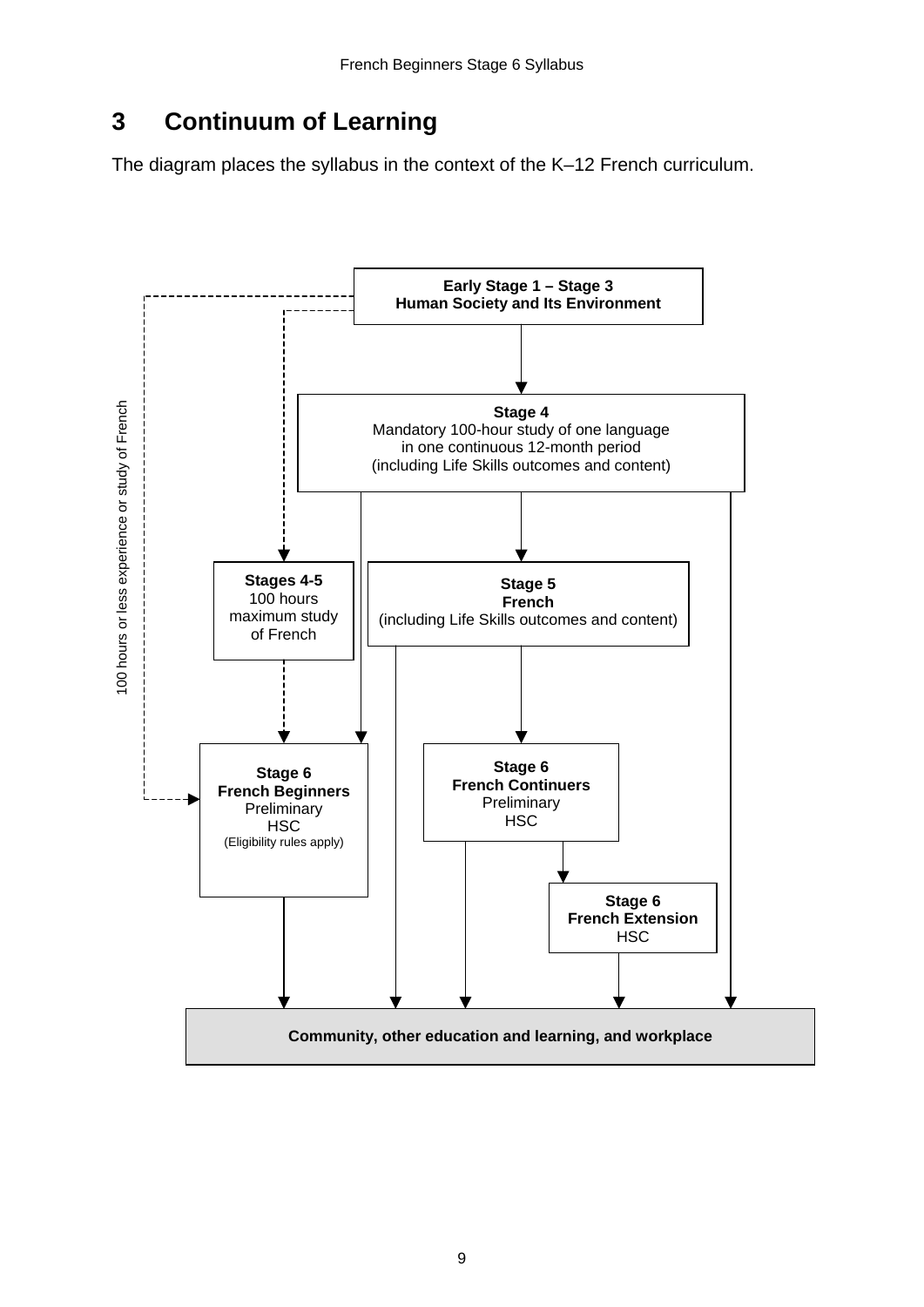## 3 Continuum of Learning

The diagram places the syllabus in the context of the K–12 French curriculum.

**Early Stage 1 – Stage 3**
**Human Society and Its Environment**

**Stage 4**
Mandatory 100-hour study of one language in one continuous 12-month period (including Life Skills outcomes and content)

**Stages 4-5**
100 hours maximum study of French

**Stage 5**
**French**
(including Life Skills outcomes and content)

100 hours or less experience or study of French

**Stage 6**
**French Beginners**
Preliminary
HSC
(Eligibility rules apply)

**Stage 6**
**French Continuers**
Preliminary
HSC

**Stage 6**
**French Extension**
HSC

**Community, other education and learning, and workplace**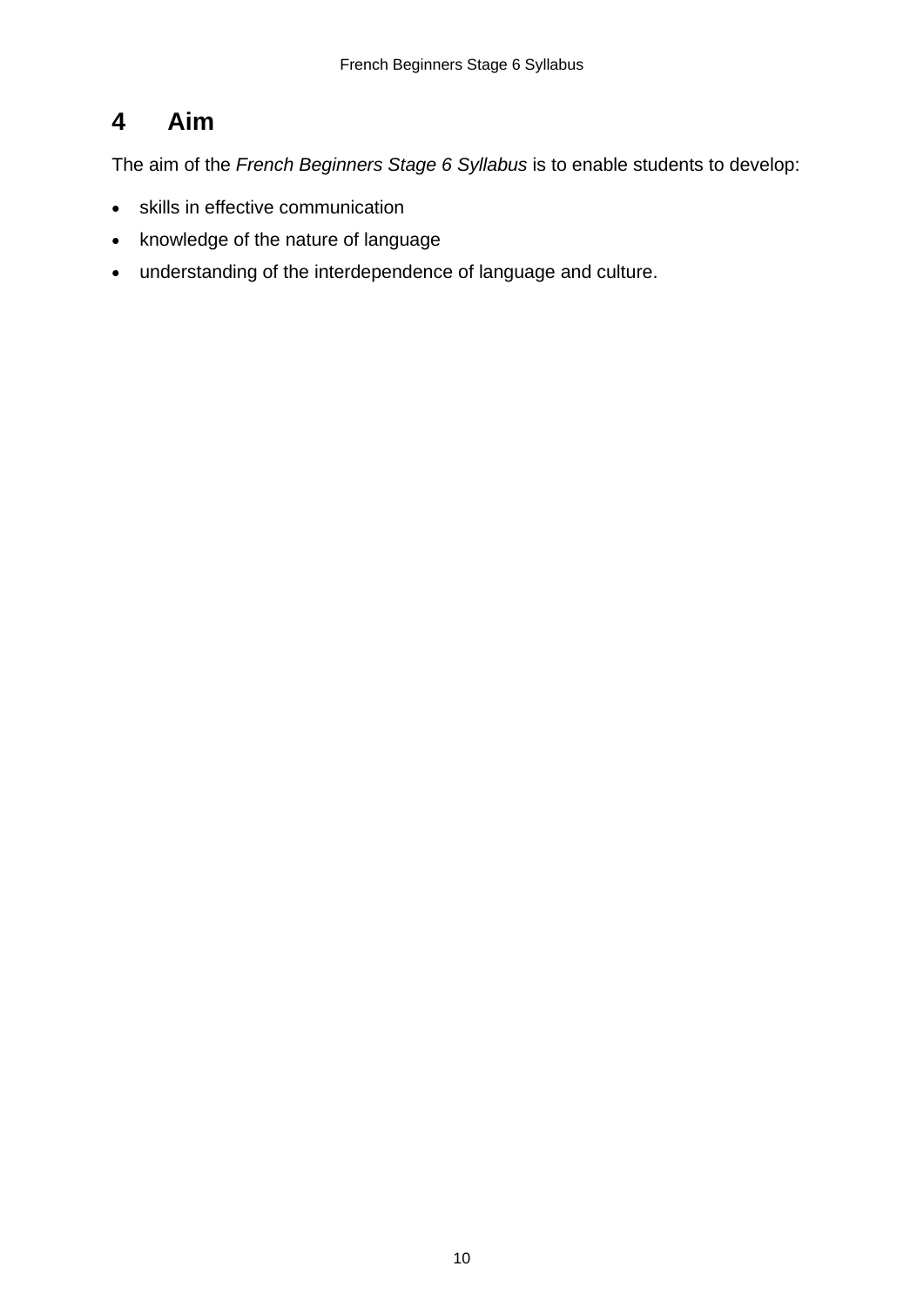# 4 Aim

The aim of the *French Beginners Stage 6 Syllabus* is to enable students to develop:

- skills in effective communication
- knowledge of the nature of language
- understanding of the interdependence of language and culture.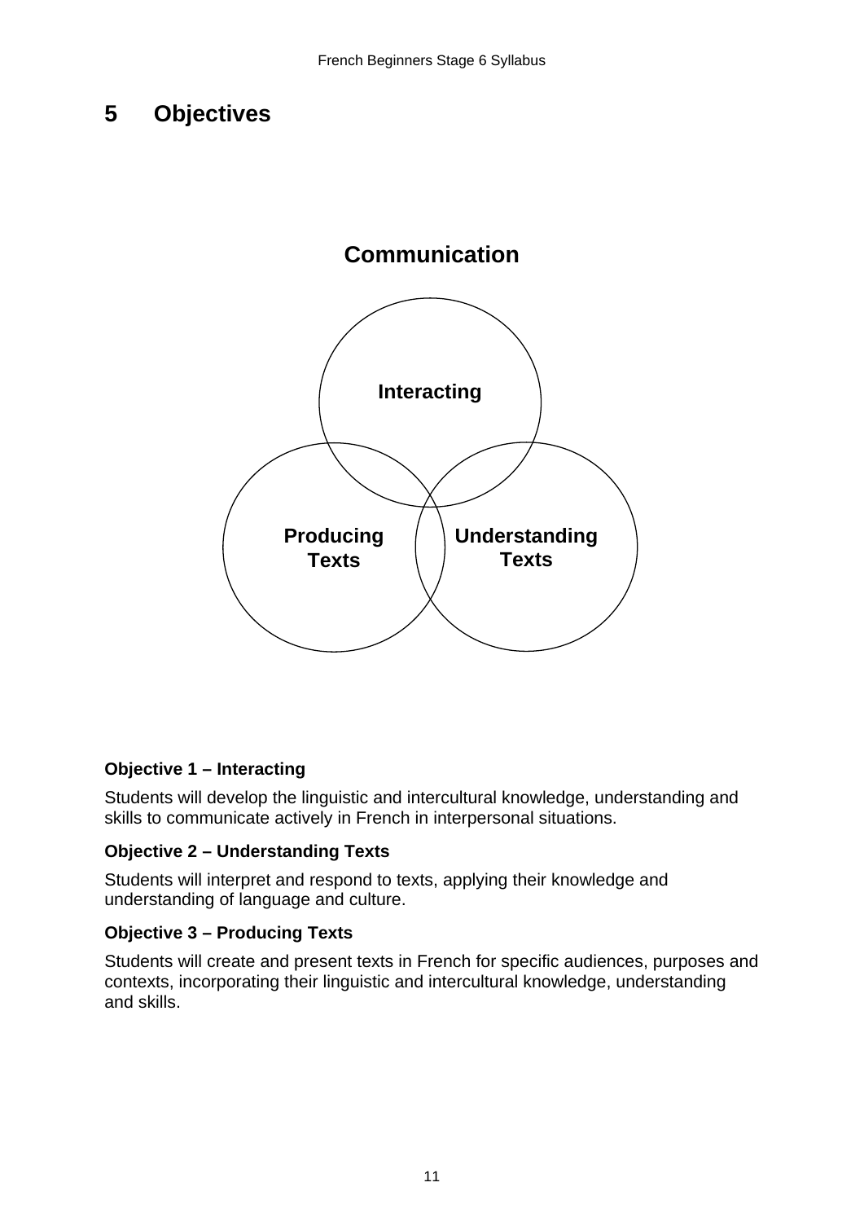# 5 Objectives

**Communication**

**Interacting**

**Producing Texts**

**Understanding Texts**

**Objective 1 – Interacting**

Students will develop the linguistic and intercultural knowledge, understanding and skills to communicate actively in French in interpersonal situations.

**Objective 2 – Understanding Texts**

Students will interpret and respond to texts, applying their knowledge and understanding of language and culture.

**Objective 3 – Producing Texts**

Students will create and present texts in French for specific audiences, purposes and contexts, incorporating their linguistic and intercultural knowledge, understanding and skills.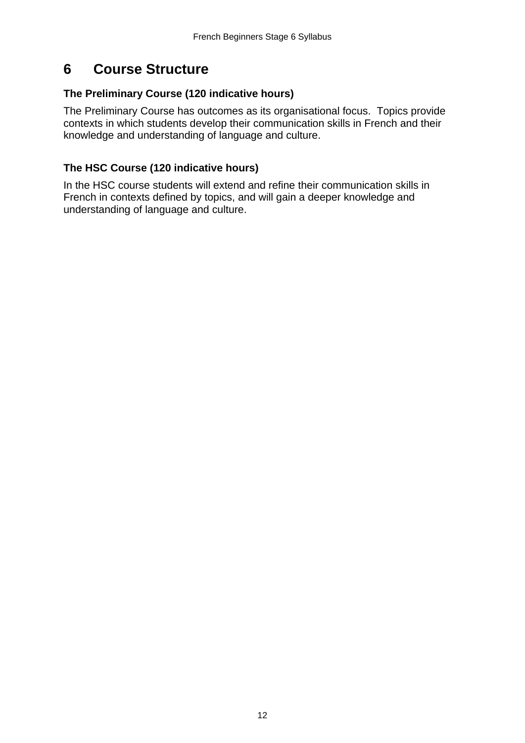# 6 Course Structure

**The Preliminary Course (120 indicative hours)**

The Preliminary Course has outcomes as its organisational focus. Topics provide contexts in which students develop their communication skills in French and their knowledge and understanding of language and culture.

**The HSC Course (120 indicative hours)**

In the HSC course students will extend and refine their communication skills in French in contexts defined by topics, and will gain a deeper knowledge and understanding of language and culture.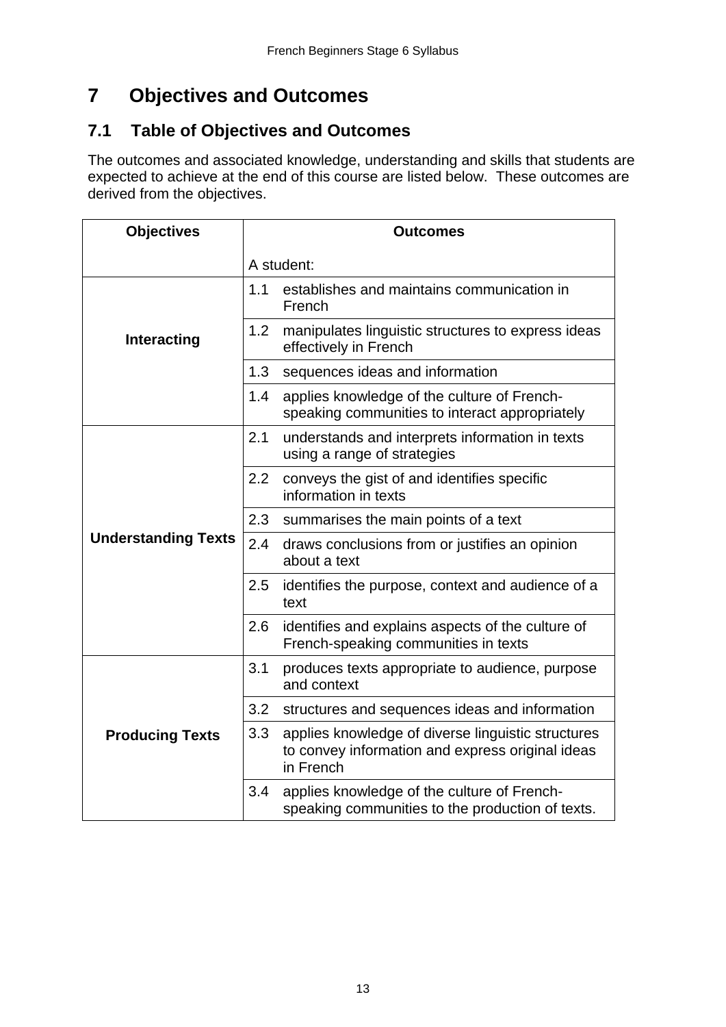# 7 Objectives and Outcomes

## 7.1 Table of Objectives and Outcomes

The outcomes and associated knowledge, understanding and skills that students are expected to achieve at the end of this course are listed below. These outcomes are derived from the objectives.

| Objectives | Outcomes |
|---|---|
| | A student: |
| **Interacting** | 1.1 establishes and maintains communication in French |
| | 1.2 manipulates linguistic structures to express ideas effectively in French |
| | 1.3 sequences ideas and information |
| | 1.4 applies knowledge of the culture of French-speaking communities to interact appropriately |
| **Understanding Texts** | 2.1 understands and interprets information in texts using a range of strategies |
| | 2.2 conveys the gist of and identifies specific information in texts |
| | 2.3 summarises the main points of a text |
| | 2.4 draws conclusions from or justifies an opinion about a text |
| | 2.5 identifies the purpose, context and audience of a text |
| | 2.6 identifies and explains aspects of the culture of French-speaking communities in texts |
| **Producing Texts** | 3.1 produces texts appropriate to audience, purpose and context |
| | 3.2 structures and sequences ideas and information |
| | 3.3 applies knowledge of diverse linguistic structures to convey information and express original ideas in French |
| | 3.4 applies knowledge of the culture of French-speaking communities to the production of texts. |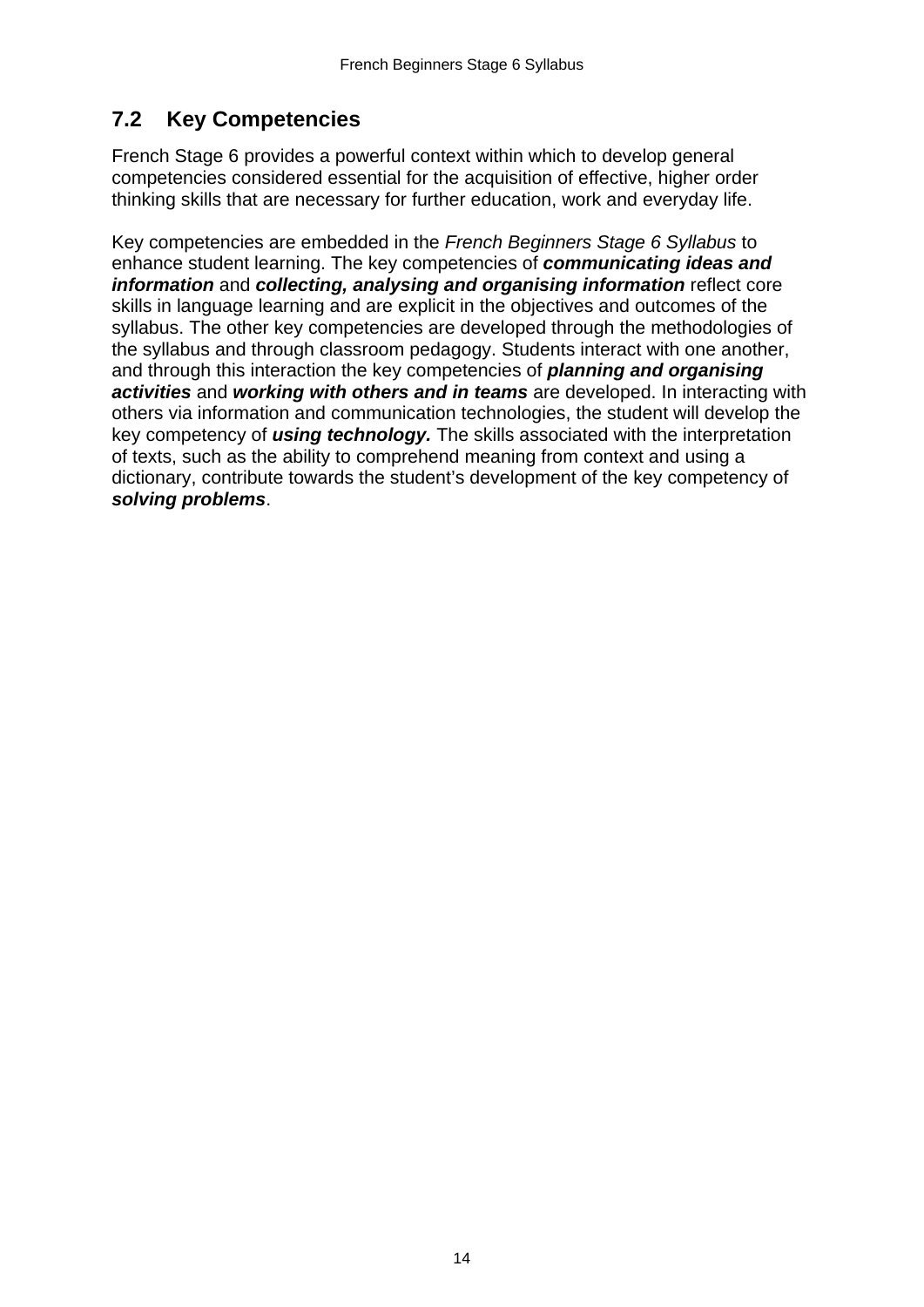## 7.2 Key Competencies

French Stage 6 provides a powerful context within which to develop general competencies considered essential for the acquisition of effective, higher order thinking skills that are necessary for further education, work and everyday life.

Key competencies are embedded in the *French Beginners Stage 6 Syllabus* to enhance student learning. The key competencies of ***communicating ideas and information*** and ***collecting, analysing and organising information*** reflect core skills in language learning and are explicit in the objectives and outcomes of the syllabus. The other key competencies are developed through the methodologies of the syllabus and through classroom pedagogy. Students interact with one another, and through this interaction the key competencies of ***planning and organising activities*** and ***working with others and in teams*** are developed. In interacting with others via information and communication technologies, the student will develop the key competency of ***using technology.*** The skills associated with the interpretation of texts, such as the ability to comprehend meaning from context and using a dictionary, contribute towards the student's development of the key competency of ***solving problems***.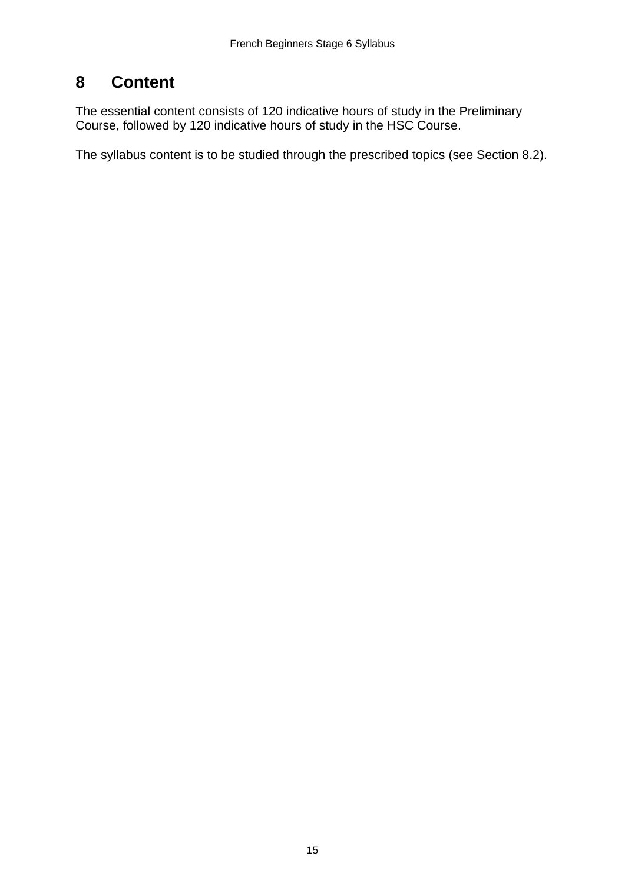# 8 Content

The essential content consists of 120 indicative hours of study in the Preliminary Course, followed by 120 indicative hours of study in the HSC Course.

The syllabus content is to be studied through the prescribed topics (see Section 8.2).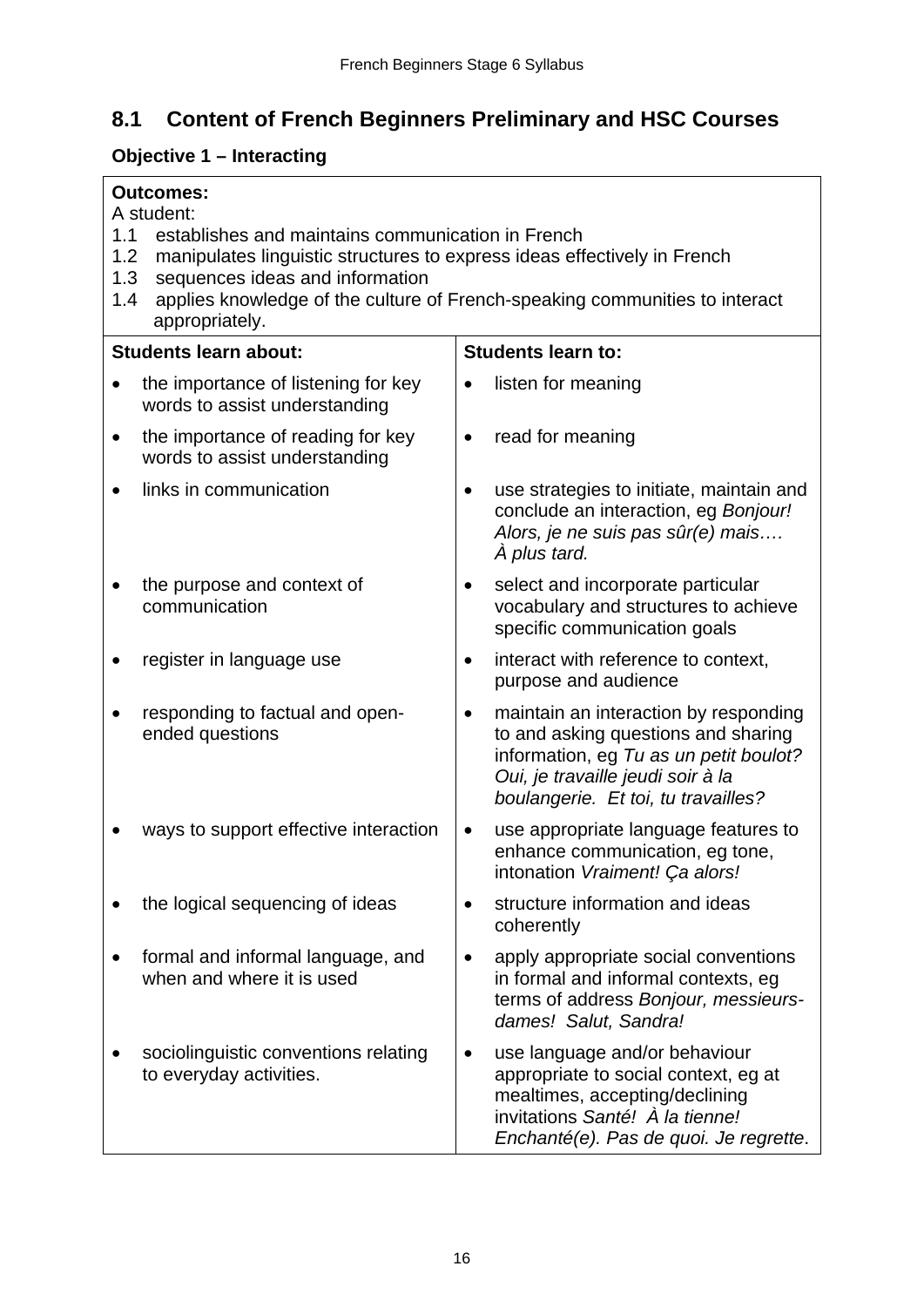## 8.1 Content of French Beginners Preliminary and HSC Courses

### Objective 1 – Interacting

**Outcomes:**

A student:

1.1 establishes and maintains communication in French
1.2 manipulates linguistic structures to express ideas effectively in French
1.3 sequences ideas and information
1.4 applies knowledge of the culture of French-speaking communities to interact appropriately.

| Students learn about: | Students learn to: |
|---|---|
| • the importance of listening for key words to assist understanding | • listen for meaning |
| • the importance of reading for key words to assist understanding | • read for meaning |
| • links in communication | • use strategies to initiate, maintain and conclude an interaction, eg *Bonjour! Alors, je ne suis pas sûr(e) mais…. À plus tard.* |
| • the purpose and context of communication | • select and incorporate particular vocabulary and structures to achieve specific communication goals |
| • register in language use | • interact with reference to context, purpose and audience |
| • responding to factual and open-ended questions | • maintain an interaction by responding to and asking questions and sharing information, eg *Tu as un petit boulot? Oui, je travaille jeudi soir à la boulangerie. Et toi, tu travailles?* |
| • ways to support effective interaction | • use appropriate language features to enhance communication, eg tone, intonation *Vraiment! Ça alors!* |
| • the logical sequencing of ideas | • structure information and ideas coherently |
| • formal and informal language, and when and where it is used | • apply appropriate social conventions in formal and informal contexts, eg terms of address *Bonjour, messieurs-dames! Salut, Sandra!* |
| • sociolinguistic conventions relating to everyday activities. | • use language and/or behaviour appropriate to social context, eg at mealtimes, accepting/declining invitations *Santé! À la tienne! Enchanté(e). Pas de quoi. Je regrette*. |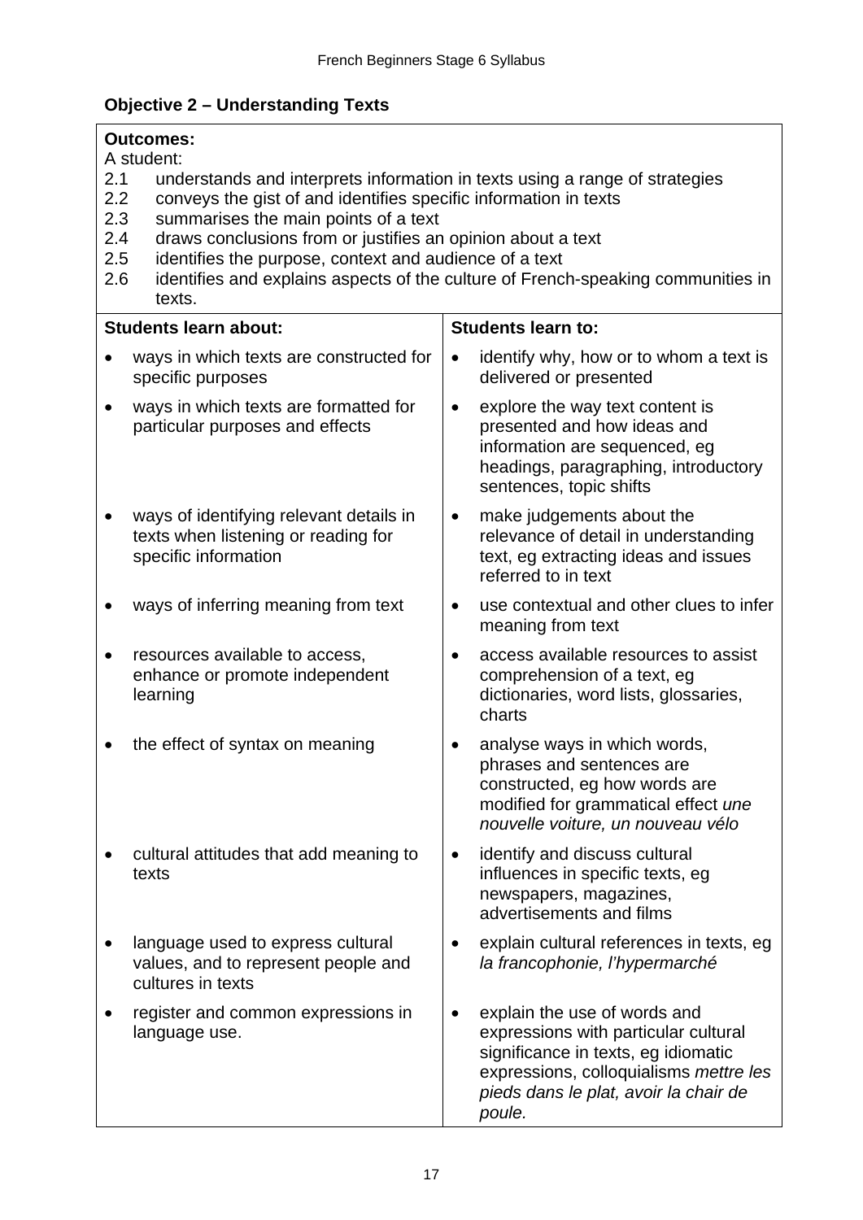## Objective 2 – Understanding Texts

**Outcomes:**

A student:

2.1 understands and interprets information in texts using a range of strategies
2.2 conveys the gist of and identifies specific information in texts
2.3 summarises the main points of a text
2.4 draws conclusions from or justifies an opinion about a text
2.5 identifies the purpose, context and audience of a text
2.6 identifies and explains aspects of the culture of French-speaking communities in texts.

| Students learn about: | Students learn to: |
|---|---|
| • ways in which texts are constructed for specific purposes | • identify why, how or to whom a text is delivered or presented |
| • ways in which texts are formatted for particular purposes and effects | • explore the way text content is presented and how ideas and information are sequenced, eg headings, paragraphing, introductory sentences, topic shifts |
| • ways of identifying relevant details in texts when listening or reading for specific information | • make judgements about the relevance of detail in understanding text, eg extracting ideas and issues referred to in text |
| • ways of inferring meaning from text | • use contextual and other clues to infer meaning from text |
| • resources available to access, enhance or promote independent learning | • access available resources to assist comprehension of a text, eg dictionaries, word lists, glossaries, charts |
| • the effect of syntax on meaning | • analyse ways in which words, phrases and sentences are constructed, eg how words are modified for grammatical effect *une nouvelle voiture, un nouveau vélo* |
| • cultural attitudes that add meaning to texts | • identify and discuss cultural influences in specific texts, eg newspapers, magazines, advertisements and films |
| • language used to express cultural values, and to represent people and cultures in texts | • explain cultural references in texts, eg *la francophonie, l'hypermarché* |
| • register and common expressions in language use. | • explain the use of words and expressions with particular cultural significance in texts, eg idiomatic expressions, colloquialisms *mettre les pieds dans le plat, avoir la chair de poule.* |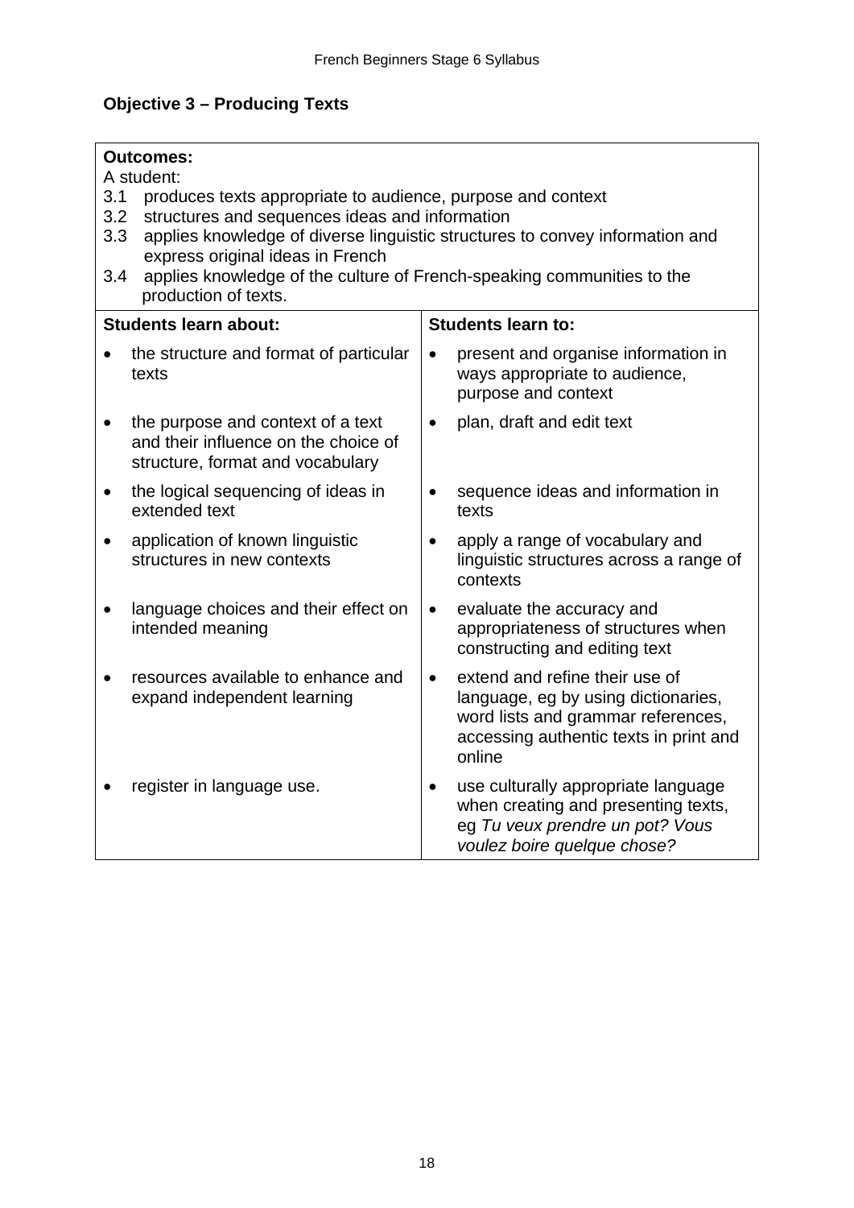## Objective 3 – Producing Texts

**Outcomes:**

A student:

3.1 produces texts appropriate to audience, purpose and context
3.2 structures and sequences ideas and information
3.3 applies knowledge of diverse linguistic structures to convey information and express original ideas in French
3.4 applies knowledge of the culture of French-speaking communities to the production of texts.

| Students learn about: | Students learn to: |
| --- | --- |
| • the structure and format of particular texts | • present and organise information in ways appropriate to audience, purpose and context |
| • the purpose and context of a text and their influence on the choice of structure, format and vocabulary | • plan, draft and edit text |
| • the logical sequencing of ideas in extended text | • sequence ideas and information in texts |
| • application of known linguistic structures in new contexts | • apply a range of vocabulary and linguistic structures across a range of contexts |
| • language choices and their effect on intended meaning | • evaluate the accuracy and appropriateness of structures when constructing and editing text |
| • resources available to enhance and expand independent learning | • extend and refine their use of language, eg by using dictionaries, word lists and grammar references, accessing authentic texts in print and online |
| • register in language use. | • use culturally appropriate language when creating and presenting texts, eg *Tu veux prendre un pot? Vous voulez boire quelque chose?* |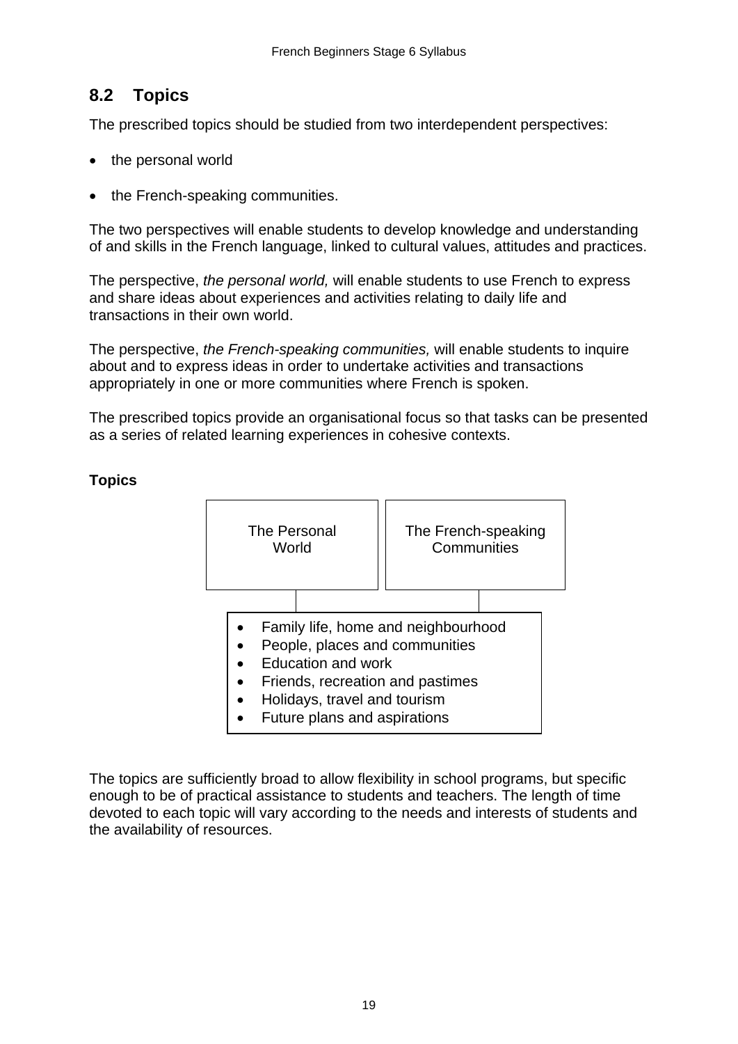## 8.2 Topics

The prescribed topics should be studied from two interdependent perspectives:

- the personal world
- the French-speaking communities.

The two perspectives will enable students to develop knowledge and understanding of and skills in the French language, linked to cultural values, attitudes and practices.

The perspective, *the personal world,* will enable students to use French to express and share ideas about experiences and activities relating to daily life and transactions in their own world.

The perspective, *the French-speaking communities,* will enable students to inquire about and to express ideas in order to undertake activities and transactions appropriately in one or more communities where French is spoken.

The prescribed topics provide an organisational focus so that tasks can be presented as a series of related learning experiences in cohesive contexts.

**Topics**

| The Personal World | The French-speaking Communities |
|---|---|

- Family life, home and neighbourhood
- People, places and communities
- Education and work
- Friends, recreation and pastimes
- Holidays, travel and tourism
- Future plans and aspirations

The topics are sufficiently broad to allow flexibility in school programs, but specific enough to be of practical assistance to students and teachers. The length of time devoted to each topic will vary according to the needs and interests of students and the availability of resources.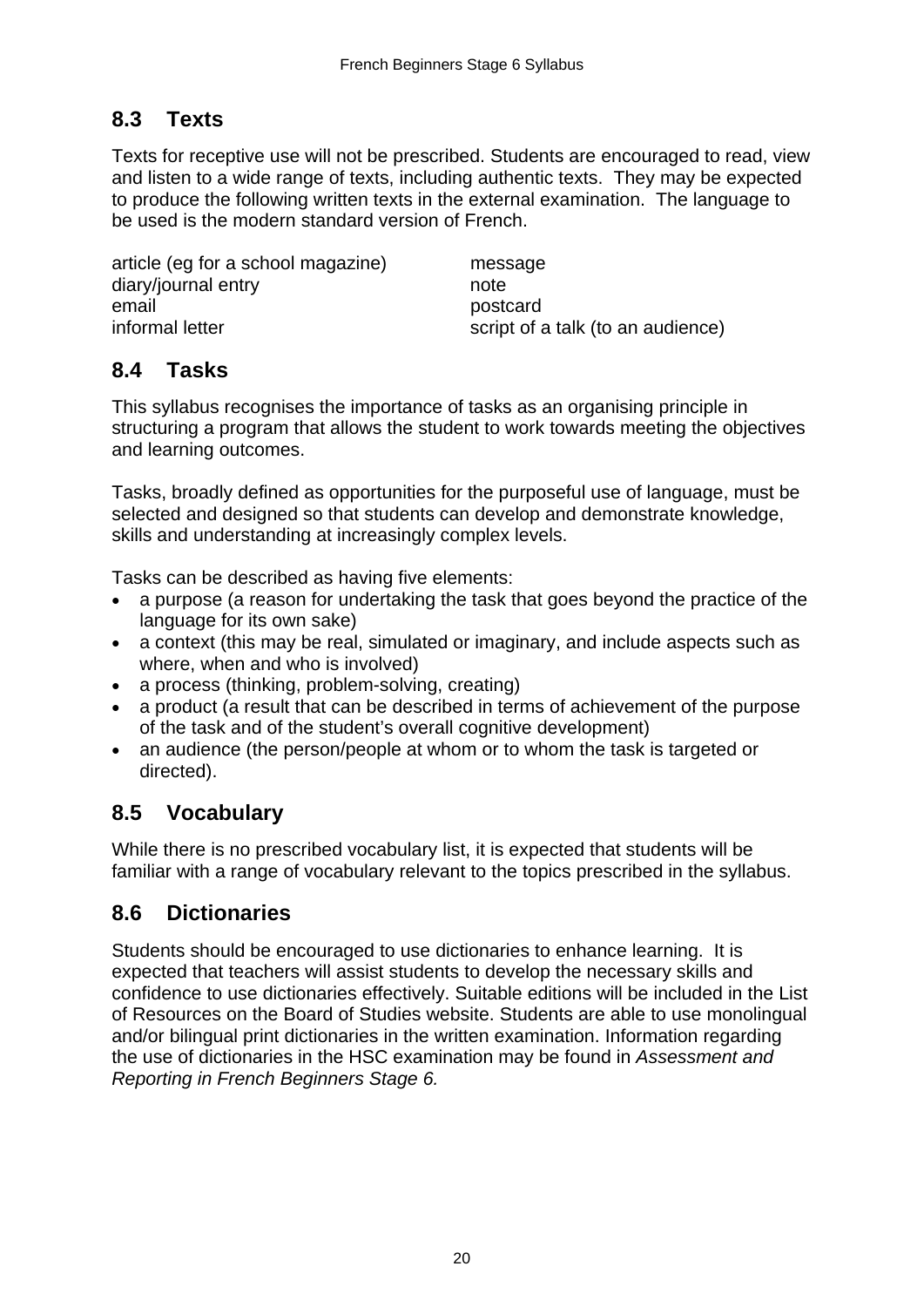## 8.3 Texts

Texts for receptive use will not be prescribed. Students are encouraged to read, view and listen to a wide range of texts, including authentic texts. They may be expected to produce the following written texts in the external examination. The language to be used is the modern standard version of French.

| | |
|---|---|
| article (eg for a school magazine) | message |
| diary/journal entry | note |
| email | postcard |
| informal letter | script of a talk (to an audience) |

## 8.4 Tasks

This syllabus recognises the importance of tasks as an organising principle in structuring a program that allows the student to work towards meeting the objectives and learning outcomes.

Tasks, broadly defined as opportunities for the purposeful use of language, must be selected and designed so that students can develop and demonstrate knowledge, skills and understanding at increasingly complex levels.

Tasks can be described as having five elements:

- a purpose (a reason for undertaking the task that goes beyond the practice of the language for its own sake)
- a context (this may be real, simulated or imaginary, and include aspects such as where, when and who is involved)
- a process (thinking, problem-solving, creating)
- a product (a result that can be described in terms of achievement of the purpose of the task and of the student's overall cognitive development)
- an audience (the person/people at whom or to whom the task is targeted or directed).

## 8.5 Vocabulary

While there is no prescribed vocabulary list, it is expected that students will be familiar with a range of vocabulary relevant to the topics prescribed in the syllabus.

## 8.6 Dictionaries

Students should be encouraged to use dictionaries to enhance learning. It is expected that teachers will assist students to develop the necessary skills and confidence to use dictionaries effectively. Suitable editions will be included in the List of Resources on the Board of Studies website. Students are able to use monolingual and/or bilingual print dictionaries in the written examination. Information regarding the use of dictionaries in the HSC examination may be found in *Assessment and Reporting in French Beginners Stage 6.*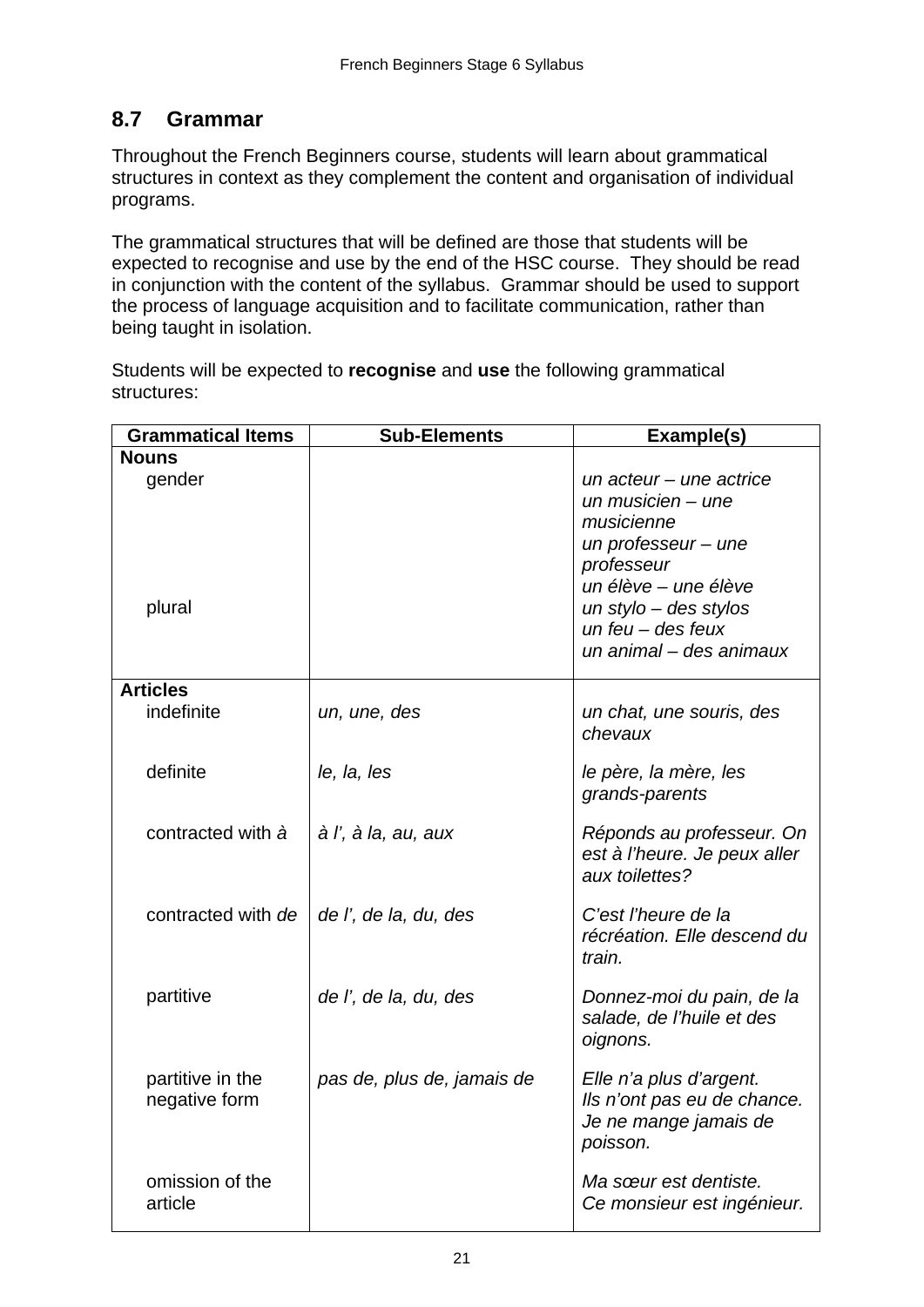## 8.7 Grammar

Throughout the French Beginners course, students will learn about grammatical structures in context as they complement the content and organisation of individual programs.

The grammatical structures that will be defined are those that students will be expected to recognise and use by the end of the HSC course. They should be read in conjunction with the content of the syllabus. Grammar should be used to support the process of language acquisition and to facilitate communication, rather than being taught in isolation.

Students will be expected to **recognise** and **use** the following grammatical structures:

| Grammatical Items | Sub-Elements | Example(s) |
|---|---|---|
| **Nouns** | | |
| gender | | *un acteur – une actrice*<br>*un musicien – une musicienne*<br>*un professeur – une professeur*<br>*un élève – une élève* |
| plural | | *un stylo – des stylos*<br>*un feu – des feux*<br>*un animal – des animaux* |
| **Articles** | | |
| indefinite | *un, une, des* | *un chat, une souris, des chevaux* |
| definite | *le, la, les* | *le père, la mère, les grands-parents* |
| contracted with *à* | *à l', à la, au, aux* | *Réponds au professeur. On est à l'heure. Je peux aller aux toilettes?* |
| contracted with *de* | *de l', de la, du, des* | *C'est l'heure de la récréation. Elle descend du train.* |
| partitive | *de l', de la, du, des* | *Donnez-moi du pain, de la salade, de l'huile et des oignons.* |
| partitive in the negative form | *pas de, plus de, jamais de* | *Elle n'a plus d'argent.*<br>*Ils n'ont pas eu de chance.*<br>*Je ne mange jamais de poisson.* |
| omission of the article | | *Ma sœur est dentiste.*<br>*Ce monsieur est ingénieur.* |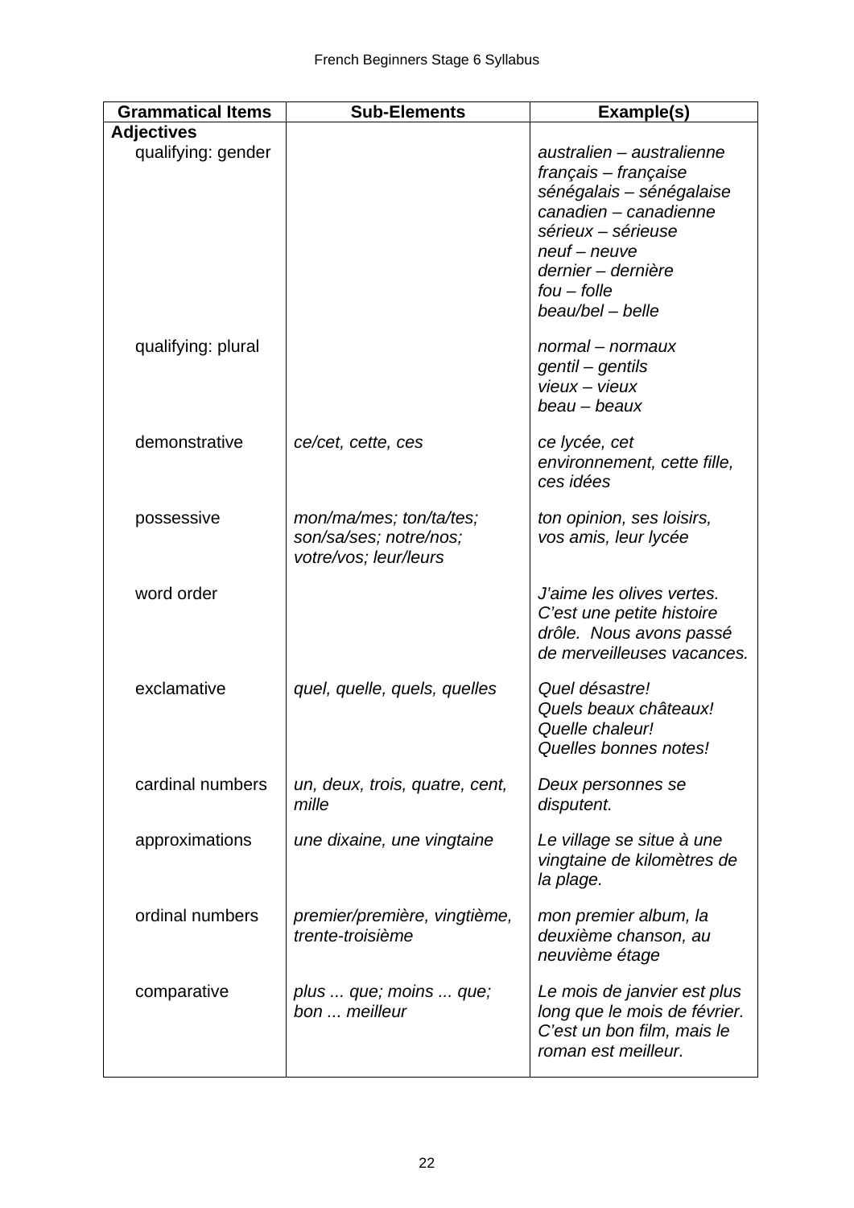| Grammatical Items | Sub-Elements | Example(s) |
|---|---|---|
| **Adjectives** | | |
| qualifying: gender | | *australien – australienne*<br>*français – française*<br>*sénégalais – sénégalaise*<br>*canadien – canadienne*<br>*sérieux – sérieuse*<br>*neuf – neuve*<br>*dernier – dernière*<br>*fou – folle*<br>*beau/bel – belle* |
| qualifying: plural | | *normal – normaux*<br>*gentil – gentils*<br>*vieux – vieux*<br>*beau – beaux* |
| demonstrative | *ce/cet, cette, ces* | *ce lycée, cet environnement, cette fille, ces idées* |
| possessive | *mon/ma/mes; ton/ta/tes; son/sa/ses; notre/nos; votre/vos; leur/leurs* | *ton opinion, ses loisirs, vos amis, leur lycée* |
| word order | | *J'aime les olives vertes. C'est une petite histoire drôle. Nous avons passé de merveilleuses vacances.* |
| exclamative | *quel, quelle, quels, quelles* | *Quel désastre!*<br>*Quels beaux châteaux!*<br>*Quelle chaleur!*<br>*Quelles bonnes notes!* |
| cardinal numbers | *un, deux, trois, quatre, cent, mille* | *Deux personnes se disputent.* |
| approximations | *une dixaine, une vingtaine* | *Le village se situe à une vingtaine de kilomètres de la plage.* |
| ordinal numbers | *premier/première, vingtième, trente-troisième* | *mon premier album, la deuxième chanson, au neuvième étage* |
| comparative | *plus ... que; moins ... que; bon ... meilleur* | *Le mois de janvier est plus long que le mois de février. C'est un bon film, mais le roman est meilleur.* |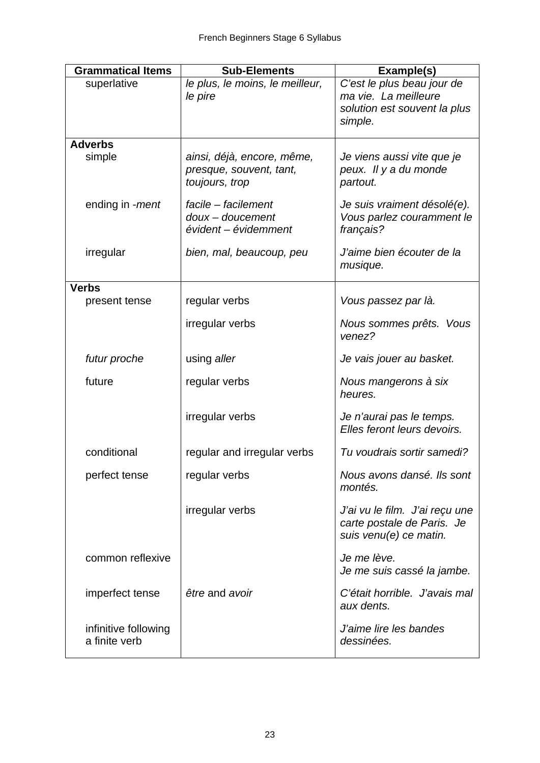| Grammatical Items | Sub-Elements | Example(s) |
|---|---|---|
| superlative | *le plus, le moins, le meilleur, le pire* | *C'est le plus beau jour de ma vie. La meilleure solution est souvent la plus simple.* |
| **Adverbs** | | |
| simple | *ainsi, déjà, encore, même, presque, souvent, tant, toujours, trop* | *Je viens aussi vite que je peux. Il y a du monde partout.* |
| ending in *-ment* | *facile – facilement*<br>*doux – doucement*<br>*évident – évidemment* | *Je suis vraiment désolé(e). Vous parlez couramment le français?* |
| irregular | *bien, mal, beaucoup, peu* | *J'aime bien écouter de la musique.* |
| **Verbs** | | |
| present tense | regular verbs | *Vous passez par là.* |
| | irregular verbs | *Nous sommes prêts. Vous venez?* |
| *futur proche* | using *aller* | *Je vais jouer au basket.* |
| future | regular verbs | *Nous mangerons à six heures.* |
| | irregular verbs | *Je n'aurai pas le temps. Elles feront leurs devoirs.* |
| conditional | regular and irregular verbs | *Tu voudrais sortir samedi?* |
| perfect tense | regular verbs | *Nous avons dansé. Ils sont montés.* |
| | irregular verbs | *J'ai vu le film. J'ai reçu une carte postale de Paris. Je suis venu(e) ce matin.* |
| common reflexive | | *Je me lève.*<br>*Je me suis cassé la jambe.* |
| imperfect tense | *être* and *avoir* | *C'était horrible. J'avais mal aux dents.* |
| infinitive following a finite verb | | *J'aime lire les bandes dessinées.* |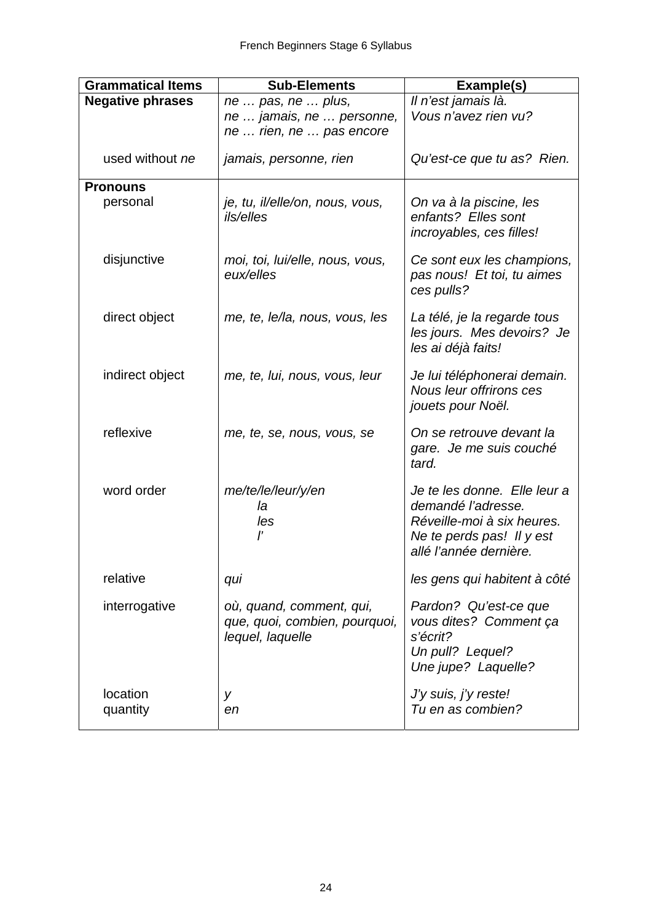| Grammatical Items | Sub-Elements | Example(s) |
| --- | --- | --- |
| **Negative phrases** | *ne … pas, ne … plus, ne … jamais, ne … personne, ne … rien, ne … pas encore* | *Il n'est jamais là. Vous n'avez rien vu?* |
| used without *ne* | *jamais, personne, rien* | *Qu'est-ce que tu as? Rien.* |
| **Pronouns** | | |
| personal | *je, tu, il/elle/on, nous, vous, ils/elles* | *On va à la piscine, les enfants? Elles sont incroyables, ces filles!* |
| disjunctive | *moi, toi, lui/elle, nous, vous, eux/elles* | *Ce sont eux les champions, pas nous! Et toi, tu aimes ces pulls?* |
| direct object | *me, te, le/la, nous, vous, les* | *La télé, je la regarde tous les jours. Mes devoirs? Je les ai déjà faits!* |
| indirect object | *me, te, lui, nous, vous, leur* | *Je lui téléphonerai demain. Nous leur offrirons ces jouets pour Noël.* |
| reflexive | *me, te, se, nous, vous, se* | *On se retrouve devant la gare. Je me suis couché tard.* |
| word order | *me/te/le/leur/y/en la les l'* | *Je te les donne. Elle leur a demandé l'adresse. Réveille-moi à six heures. Ne te perds pas! Il y est allé l'année dernière.* |
| relative | *qui* | *les gens qui habitent à côté* |
| interrogative | *où, quand, comment, qui, que, quoi, combien, pourquoi, lequel, laquelle* | *Pardon? Qu'est-ce que vous dites? Comment ça s'écrit? Un pull? Lequel? Une jupe? Laquelle?* |
| location | *y* | *J'y suis, j'y reste!* |
| quantity | *en* | *Tu en as combien?* |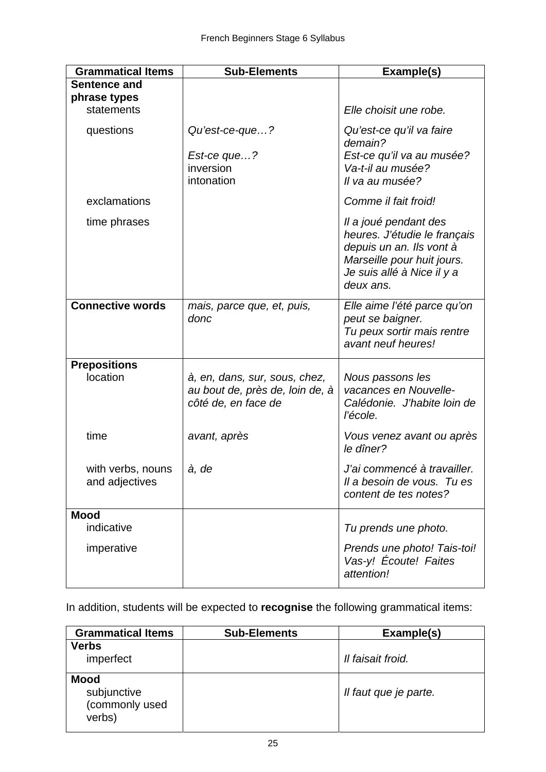| Grammatical Items | Sub-Elements | Example(s) |
|---|---|---|
| **Sentence and phrase types** | | |
| statements | | *Elle choisit une robe.* |
| questions | *Qu'est-ce-que…?* | *Qu'est-ce qu'il va faire demain?* |
| | *Est-ce que…?* | *Est-ce qu'il va au musée?* |
| | inversion | *Va-t-il au musée?* |
| | intonation | *Il va au musée?* |
| exclamations | | *Comme il fait froid!* |
| time phrases | | *Il a joué pendant des heures. J'étudie le français depuis un an. Ils vont à Marseille pour huit jours. Je suis allé à Nice il y a deux ans.* |
| **Connective words** | *mais, parce que, et, puis, donc* | *Elle aime l'été parce qu'on peut se baigner. Tu peux sortir mais rentre avant neuf heures!* |
| **Prepositions** | | |
| location | *à, en, dans, sur, sous, chez, au bout de, près de, loin de, à côté de, en face de* | *Nous passons les vacances en Nouvelle-Calédonie. J'habite loin de l'école.* |
| time | *avant, après* | *Vous venez avant ou après le dîner?* |
| with verbs, nouns and adjectives | *à, de* | *J'ai commencé à travailler. Il a besoin de vous. Tu es content de tes notes?* |
| **Mood** | | |
| indicative | | *Tu prends une photo.* |
| imperative | | *Prends une photo! Tais-toi! Vas-y! Écoute! Faites attention!* |

In addition, students will be expected to **recognise** the following grammatical items:

| Grammatical Items | Sub-Elements | Example(s) |
|---|---|---|
| **Verbs** | | |
| imperfect | | *Il faisait froid.* |
| **Mood** | | |
| subjunctive (commonly used verbs) | | *Il faut que je parte.* |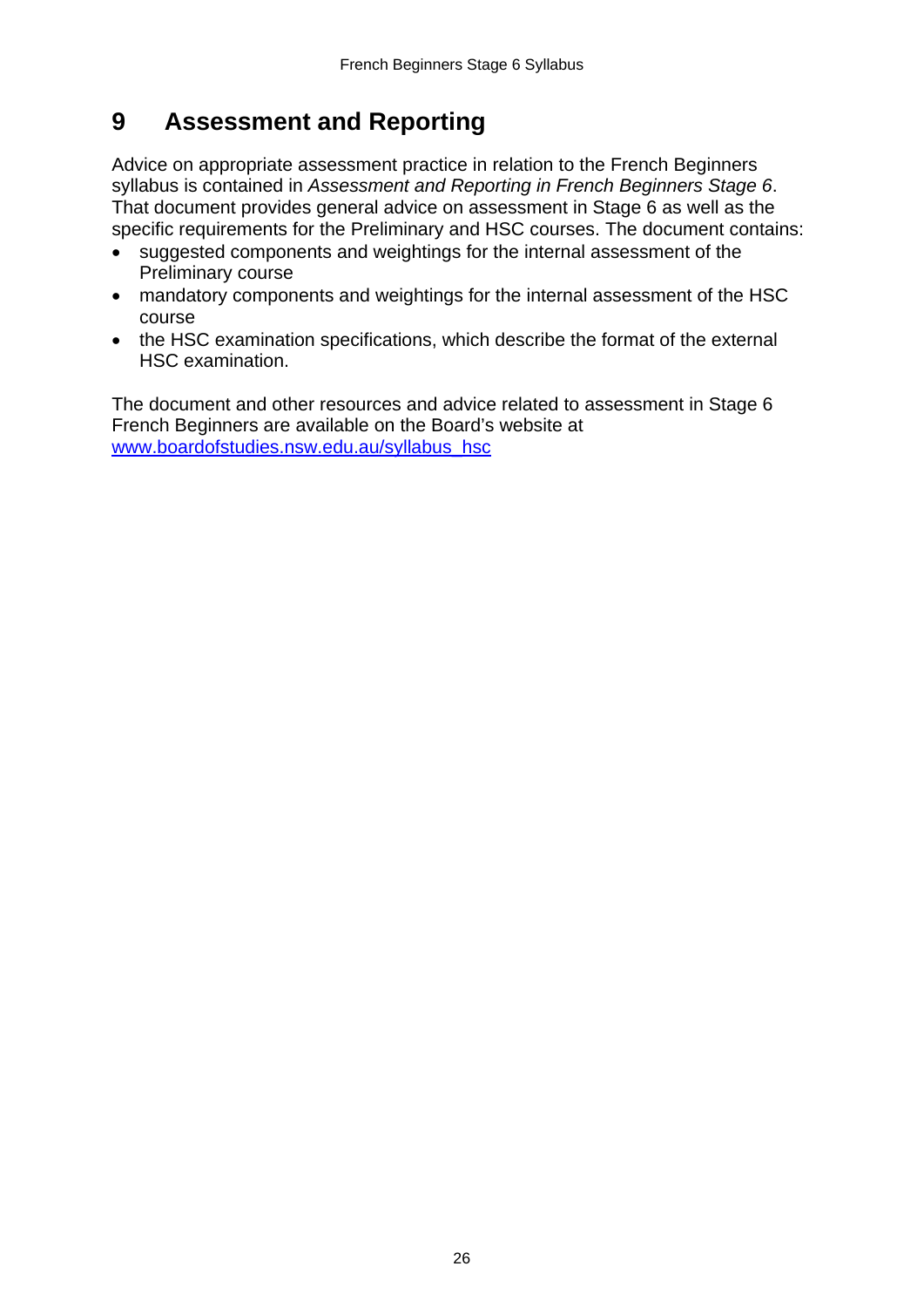# 9 Assessment and Reporting

Advice on appropriate assessment practice in relation to the French Beginners syllabus is contained in *Assessment and Reporting in French Beginners Stage 6*. That document provides general advice on assessment in Stage 6 as well as the specific requirements for the Preliminary and HSC courses. The document contains:

- suggested components and weightings for the internal assessment of the Preliminary course
- mandatory components and weightings for the internal assessment of the HSC course
- the HSC examination specifications, which describe the format of the external HSC examination.

The document and other resources and advice related to assessment in Stage 6 French Beginners are available on the Board's website at [www.boardofstudies.nsw.edu.au/syllabus_hsc](http://www.boardofstudies.nsw.edu.au/syllabus_hsc)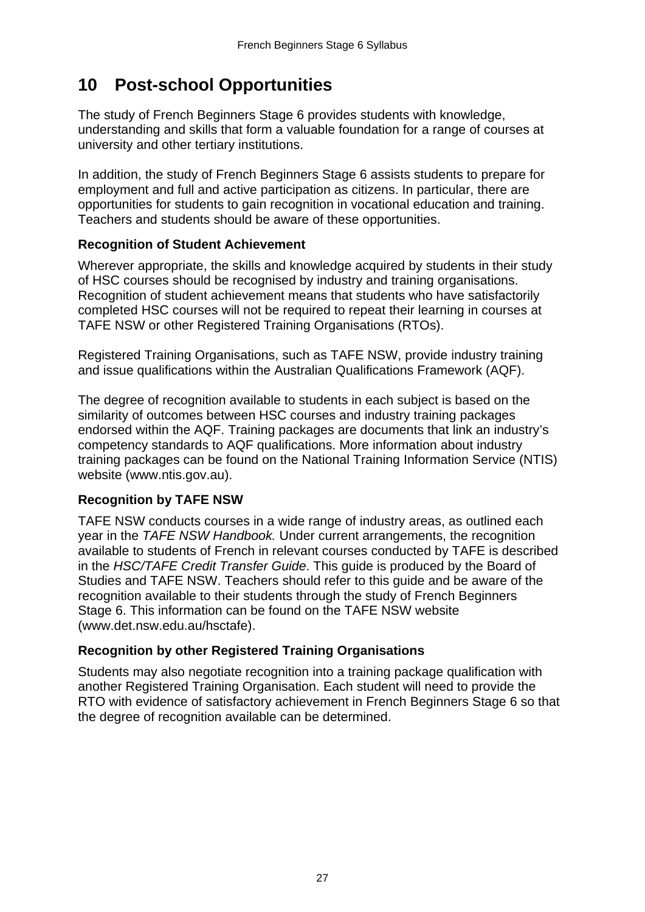# 10 Post-school Opportunities

The study of French Beginners Stage 6 provides students with knowledge, understanding and skills that form a valuable foundation for a range of courses at university and other tertiary institutions.

In addition, the study of French Beginners Stage 6 assists students to prepare for employment and full and active participation as citizens. In particular, there are opportunities for students to gain recognition in vocational education and training. Teachers and students should be aware of these opportunities.

### Recognition of Student Achievement

Wherever appropriate, the skills and knowledge acquired by students in their study of HSC courses should be recognised by industry and training organisations. Recognition of student achievement means that students who have satisfactorily completed HSC courses will not be required to repeat their learning in courses at TAFE NSW or other Registered Training Organisations (RTOs).

Registered Training Organisations, such as TAFE NSW, provide industry training and issue qualifications within the Australian Qualifications Framework (AQF).

The degree of recognition available to students in each subject is based on the similarity of outcomes between HSC courses and industry training packages endorsed within the AQF. Training packages are documents that link an industry's competency standards to AQF qualifications. More information about industry training packages can be found on the National Training Information Service (NTIS) website (www.ntis.gov.au).

### Recognition by TAFE NSW

TAFE NSW conducts courses in a wide range of industry areas, as outlined each year in the *TAFE NSW Handbook.* Under current arrangements, the recognition available to students of French in relevant courses conducted by TAFE is described in the *HSC/TAFE Credit Transfer Guide*. This guide is produced by the Board of Studies and TAFE NSW. Teachers should refer to this guide and be aware of the recognition available to their students through the study of French Beginners Stage 6. This information can be found on the TAFE NSW website (www.det.nsw.edu.au/hsctafe).

### Recognition by other Registered Training Organisations

Students may also negotiate recognition into a training package qualification with another Registered Training Organisation. Each student will need to provide the RTO with evidence of satisfactory achievement in French Beginners Stage 6 so that the degree of recognition available can be determined.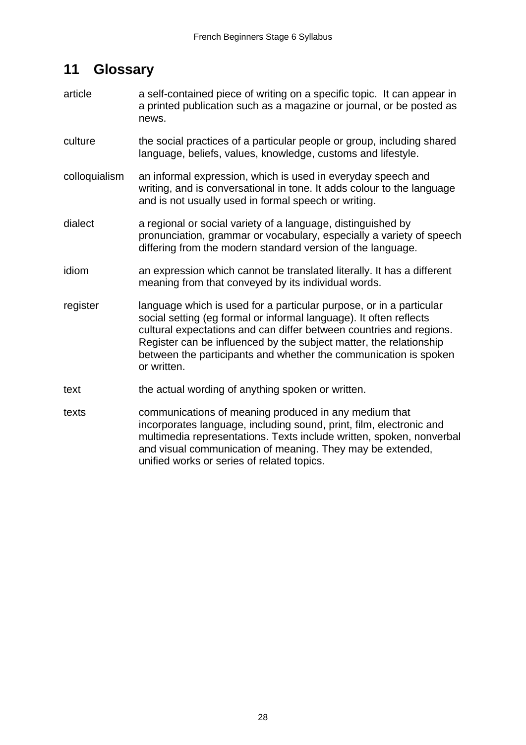# 11 Glossary

| | |
|---|---|
| article | a self-contained piece of writing on a specific topic. It can appear in a printed publication such as a magazine or journal, or be posted as news. |
| culture | the social practices of a particular people or group, including shared language, beliefs, values, knowledge, customs and lifestyle. |
| colloquialism | an informal expression, which is used in everyday speech and writing, and is conversational in tone. It adds colour to the language and is not usually used in formal speech or writing. |
| dialect | a regional or social variety of a language, distinguished by pronunciation, grammar or vocabulary, especially a variety of speech differing from the modern standard version of the language. |
| idiom | an expression which cannot be translated literally. It has a different meaning from that conveyed by its individual words. |
| register | language which is used for a particular purpose, or in a particular social setting (eg formal or informal language). It often reflects cultural expectations and can differ between countries and regions. Register can be influenced by the subject matter, the relationship between the participants and whether the communication is spoken or written. |
| text | the actual wording of anything spoken or written. |
| texts | communications of meaning produced in any medium that incorporates language, including sound, print, film, electronic and multimedia representations. Texts include written, spoken, nonverbal and visual communication of meaning. They may be extended, unified works or series of related topics. |